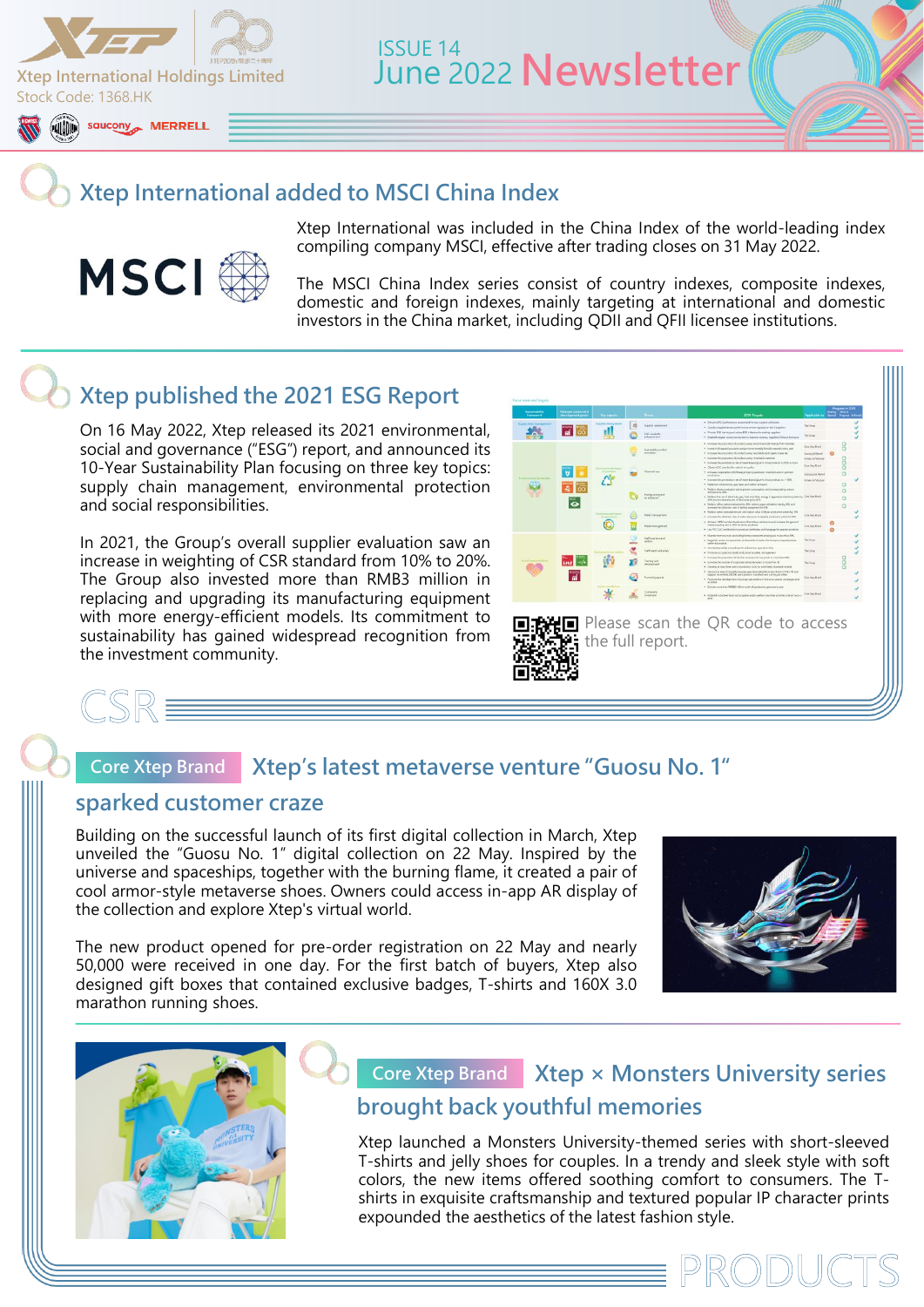Xtep International Holdings Limited
Stock Code: 1368.HK

ISSUE 14
# June 2022 Newsletter

## Xtep International added to MSCI China Index

Xtep International was included in the China Index of the world-leading index compiling company MSCI, effective after trading closes on 31 May 2022.

The MSCI China Index series consist of country indexes, composite indexes, domestic and foreign indexes, mainly targeting at international and domestic investors in the China market, including QDII and QFII licensee institutions.

## Xtep published the 2021 ESG Report

On 16 May 2022, Xtep released its 2021 environmental, social and governance ("ESG") report, and announced its 10-Year Sustainability Plan focusing on three key topics: supply chain management, environmental protection and social responsibilities.

In 2021, the Group's overall supplier evaluation saw an increase in weighting of CSR standard from 10% to 20%. The Group also invested more than RMB3 million in replacing and upgrading its manufacturing equipment with more energy-efficient models. Its commitment to sustainability has gained widespread recognition from the investment community.

Please scan the QR code to access the full report.

CSR

## Core Xtep Brand Xtep's latest metaverse venture "Guosu No. 1" sparked customer craze

Building on the successful launch of its first digital collection in March, Xtep unveiled the "Guosu No. 1" digital collection on 22 May. Inspired by the universe and spaceships, together with the burning flame, it created a pair of cool armor-style metaverse shoes. Owners could access in-app AR display of the collection and explore Xtep's virtual world.

The new product opened for pre-order registration on 22 May and nearly 50,000 were received in one day. For the first batch of buyers, Xtep also designed gift boxes that contained exclusive badges, T-shirts and 160X 3.0 marathon running shoes.

## Core Xtep Brand Xtep × Monsters University series brought back youthful memories

Xtep launched a Monsters University-themed series with short-sleeved T-shirts and jelly shoes for couples. In a trendy and sleek style with soft colors, the new items offered soothing comfort to consumers. The T-shirts in exquisite craftsmanship and textured popular IP character prints expounded the aesthetics of the latest fashion style.

PRODUCTS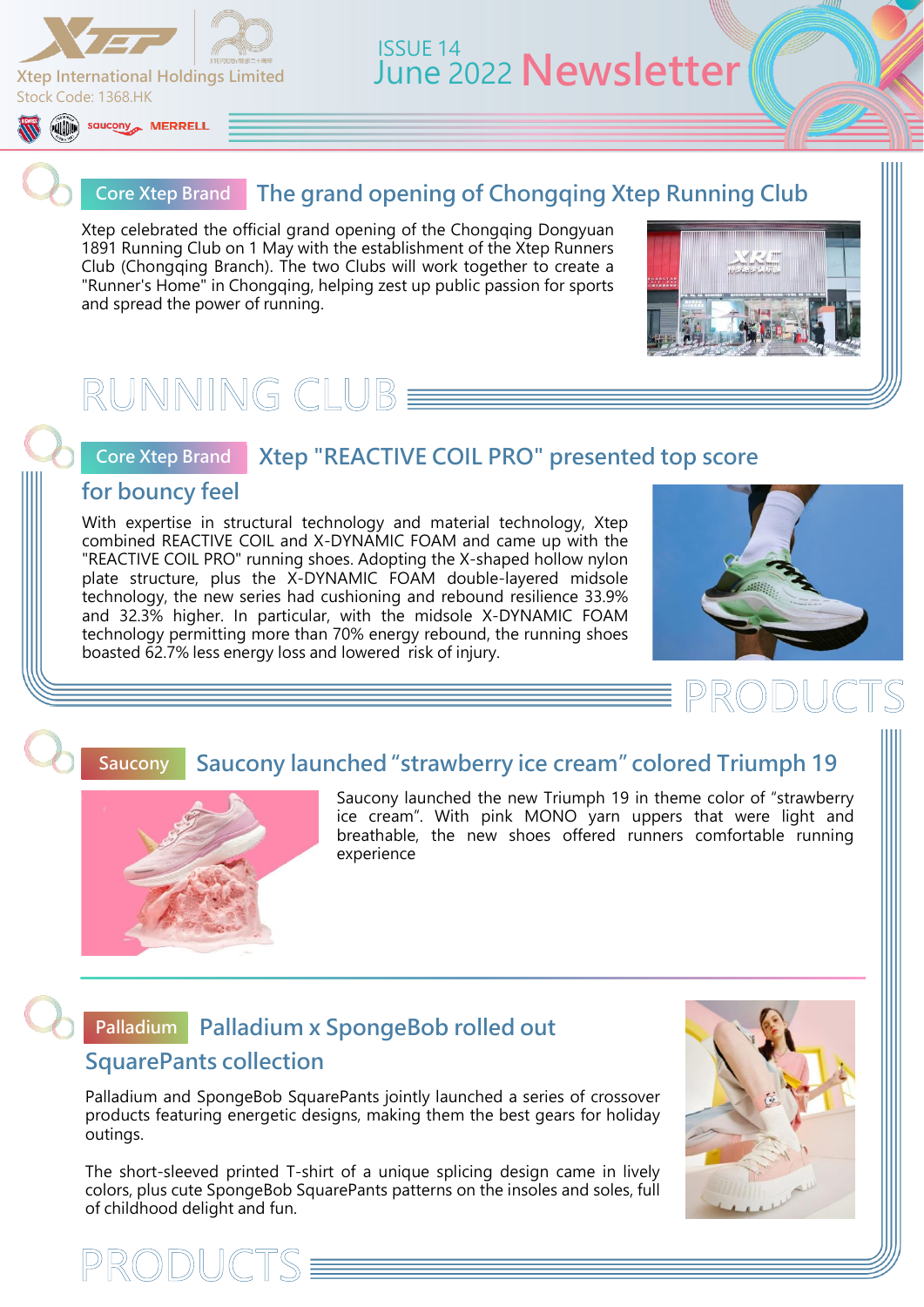Xtep International Holdings Limited
Stock Code: 1368.HK

ISSUE 14
# June 2022 Newsletter

## Core Xtep Brand — The grand opening of Chongqing Xtep Running Club

Xtep celebrated the official grand opening of the Chongqing Dongyuan 1891 Running Club on 1 May with the establishment of the Xtep Runners Club (Chongqing Branch). The two Clubs will work together to create a "Runner's Home" in Chongqing, helping zest up public passion for sports and spread the power of running.

RUNNING CLUB

## Core Xtep Brand — Xtep "REACTIVE COIL PRO" presented top score for bouncy feel

With expertise in structural technology and material technology, Xtep combined REACTIVE COIL and X-DYNAMIC FOAM and came up with the "REACTIVE COIL PRO" running shoes. Adopting the X-shaped hollow nylon plate structure, plus the X-DYNAMIC FOAM double-layered midsole technology, the new series had cushioning and rebound resilience 33.9% and 32.3% higher. In particular, with the midsole X-DYNAMIC FOAM technology permitting more than 70% energy rebound, the running shoes boasted 62.7% less energy loss and lowered risk of injury.

PRODUCTS

## Saucony — Saucony launched “strawberry ice cream” colored Triumph 19

Saucony launched the new Triumph 19 in theme color of “strawberry ice cream”. With pink MONO yarn uppers that were light and breathable, the new shoes offered runners comfortable running experience

## Palladium — Palladium x SpongeBob rolled out SquarePants collection

Palladium and SpongeBob SquarePants jointly launched a series of crossover products featuring energetic designs, making them the best gears for holiday outings.

The short-sleeved printed T-shirt of a unique splicing design came in lively colors, plus cute SpongeBob SquarePants patterns on the insoles and soles, full of childhood delight and fun.

PRODUCTS